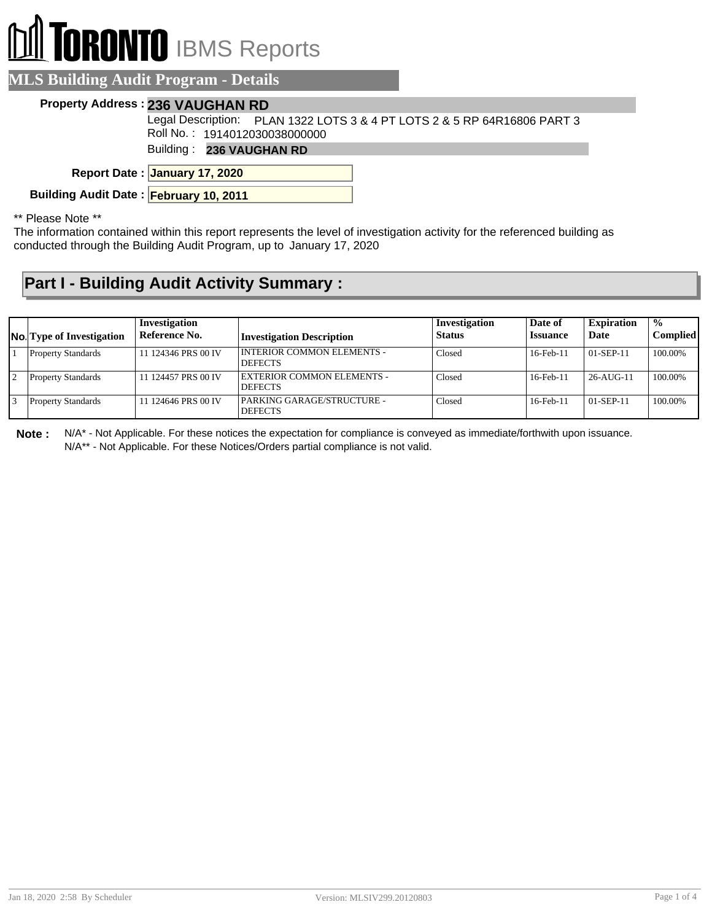# TORONTO IBMS Reports

## MLS Building Audit Program - Details

**Property Address :** **236 VAUGHAN RD**

Legal Description: PLAN 1322 LOTS 3 & 4 PT LOTS 2 & 5 RP 64R16806 PART 3

Roll No. : 1914012030038000000

Building : **236 VAUGHAN RD**

**Report Date :** **January 17, 2020**

**Building Audit Date :** **February 10, 2011**

** Please Note **

The information contained within this report represents the level of investigation activity for the referenced building as conducted through the Building Audit Program, up to January 17, 2020

## Part I - Building Audit Activity Summary :

| No. | Type of Investigation | Investigation Reference No. | Investigation Description | Investigation Status | Date of Issuance | Expiration Date | % Complied |
|---|---|---|---|---|---|---|---|
| 1 | Property Standards | 11 124346 PRS 00 IV | INTERIOR COMMON ELEMENTS - DEFECTS | Closed | 16-Feb-11 | 01-SEP-11 | 100.00% |
| 2 | Property Standards | 11 124457 PRS 00 IV | EXTERIOR COMMON ELEMENTS - DEFECTS | Closed | 16-Feb-11 | 26-AUG-11 | 100.00% |
| 3 | Property Standards | 11 124646 PRS 00 IV | PARKING GARAGE/STRUCTURE - DEFECTS | Closed | 16-Feb-11 | 01-SEP-11 | 100.00% |

**Note :** N/A* - Not Applicable. For these notices the expectation for compliance is conveyed as immediate/forthwith upon issuance.
N/A** - Not Applicable. For these Notices/Orders partial compliance is not valid.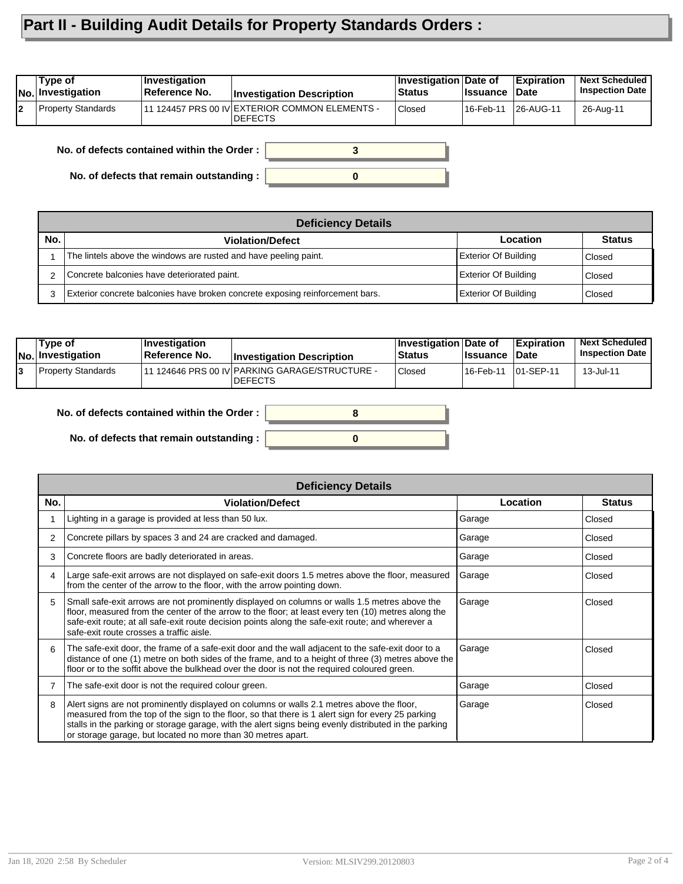# Part II - Building Audit Details for Property Standards Orders :

| No. | Type of Investigation | Investigation Reference No. | Investigation Description | Investigation Status | Date of Issuance | Expiration Date | Next Scheduled Inspection Date |
|---|---|---|---|---|---|---|---|
| 2 | Property Standards | 11 124457 PRS 00 IV | EXTERIOR COMMON ELEMENTS - DEFECTS | Closed | 16-Feb-11 | 26-AUG-11 | 26-Aug-11 |

**No. of defects contained within the Order :** 3

**No. of defects that remain outstanding :** 0

| Deficiency Details | | | |
|---|---|---|---|
| **No.** | **Violation/Defect** | **Location** | **Status** |
| 1 | The lintels above the windows are rusted and have peeling paint. | Exterior Of Building | Closed |
| 2 | Concrete balconies have deteriorated paint. | Exterior Of Building | Closed |
| 3 | Exterior concrete balconies have broken concrete exposing reinforcement bars. | Exterior Of Building | Closed |

| No. | Type of Investigation | Investigation Reference No. | Investigation Description | Investigation Status | Date of Issuance | Expiration Date | Next Scheduled Inspection Date |
|---|---|---|---|---|---|---|---|
| 3 | Property Standards | 11 124646 PRS 00 IV | PARKING GARAGE/STRUCTURE - DEFECTS | Closed | 16-Feb-11 | 01-SEP-11 | 13-Jul-11 |

**No. of defects contained within the Order :** 8

**No. of defects that remain outstanding :** 0

| Deficiency Details | | | |
|---|---|---|---|
| **No.** | **Violation/Defect** | **Location** | **Status** |
| 1 | Lighting in a garage is provided at less than 50 lux. | Garage | Closed |
| 2 | Concrete pillars by spaces 3 and 24 are cracked and damaged. | Garage | Closed |
| 3 | Concrete floors are badly deteriorated in areas. | Garage | Closed |
| 4 | Large safe-exit arrows are not displayed on safe-exit doors 1.5 metres above the floor, measured from the center of the arrow to the floor, with the arrow pointing down. | Garage | Closed |
| 5 | Small safe-exit arrows are not prominently displayed on columns or walls 1.5 metres above the floor, measured from the center of the arrow to the floor; at least every ten (10) metres along the safe-exit route; at all safe-exit route decision points along the safe-exit route; and wherever a safe-exit route crosses a traffic aisle. | Garage | Closed |
| 6 | The safe-exit door, the frame of a safe-exit door and the wall adjacent to the safe-exit door to a distance of one (1) metre on both sides of the frame, and to a height of three (3) metres above the floor or to the soffit above the bulkhead over the door is not the required coloured green. | Garage | Closed |
| 7 | The safe-exit door is not the required colour green. | Garage | Closed |
| 8 | Alert signs are not prominently displayed on columns or walls 2.1 metres above the floor, measured from the top of the sign to the floor, so that there is 1 alert sign for every 25 parking stalls in the parking or storage garage, with the alert signs being evenly distributed in the parking or storage garage, but located no more than 30 metres apart. | Garage | Closed |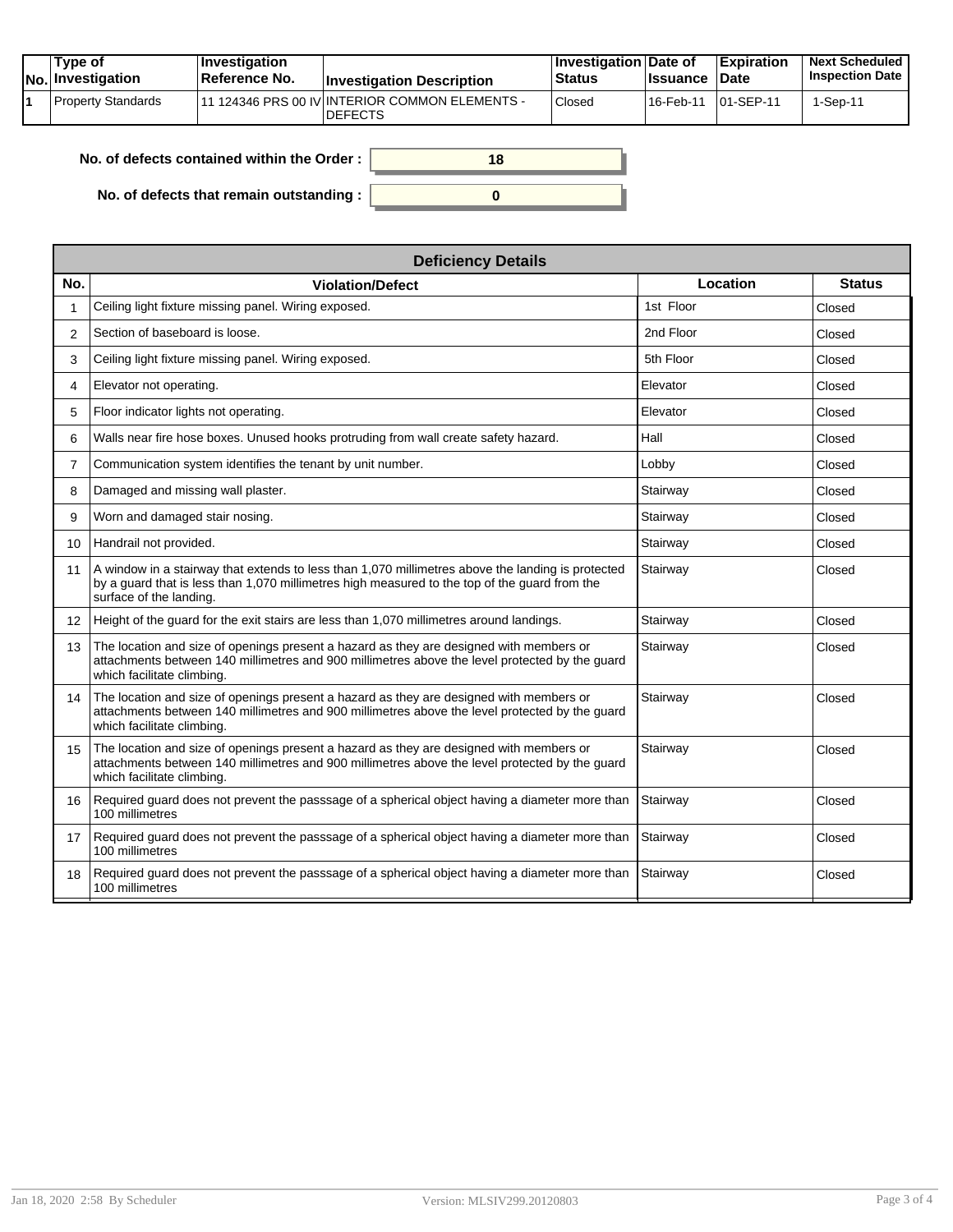| No. | Type of Investigation | Investigation Reference No. | Investigation Description | Investigation Status | Date of Issuance | Expiration Date | Next Scheduled Inspection Date |
|---|---|---|---|---|---|---|---|
| 1 | Property Standards | 11 124346 PRS 00 IV | INTERIOR COMMON ELEMENTS - DEFECTS | Closed | 16-Feb-11 | 01-SEP-11 | 1-Sep-11 |

**No. of defects contained within the Order :** 18

**No. of defects that remain outstanding :** 0

**Deficiency Details**

| No. | Violation/Defect | Location | Status |
|---|---|---|---|
| 1 | Ceiling light fixture missing panel. Wiring exposed. | 1st Floor | Closed |
| 2 | Section of baseboard is loose. | 2nd Floor | Closed |
| 3 | Ceiling light fixture missing panel. Wiring exposed. | 5th Floor | Closed |
| 4 | Elevator not operating. | Elevator | Closed |
| 5 | Floor indicator lights not operating. | Elevator | Closed |
| 6 | Walls near fire hose boxes. Unused hooks protruding from wall create safety hazard. | Hall | Closed |
| 7 | Communication system identifies the tenant by unit number. | Lobby | Closed |
| 8 | Damaged and missing wall plaster. | Stairway | Closed |
| 9 | Worn and damaged stair nosing. | Stairway | Closed |
| 10 | Handrail not provided. | Stairway | Closed |
| 11 | A window in a stairway that extends to less than 1,070 millimetres above the landing is protected by a guard that is less than 1,070 millimetres high measured to the top of the guard from the surface of the landing. | Stairway | Closed |
| 12 | Height of the guard for the exit stairs are less than 1,070 millimetres around landings. | Stairway | Closed |
| 13 | The location and size of openings present a hazard as they are designed with members or attachments between 140 millimetres and 900 millimetres above the level protected by the guard which facilitate climbing. | Stairway | Closed |
| 14 | The location and size of openings present a hazard as they are designed with members or attachments between 140 millimetres and 900 millimetres above the level protected by the guard which facilitate climbing. | Stairway | Closed |
| 15 | The location and size of openings present a hazard as they are designed with members or attachments between 140 millimetres and 900 millimetres above the level protected by the guard which facilitate climbing. | Stairway | Closed |
| 16 | Required guard does not prevent the passsage of a spherical object having a diameter more than 100 millimetres | Stairway | Closed |
| 17 | Required guard does not prevent the passsage of a spherical object having a diameter more than 100 millimetres | Stairway | Closed |
| 18 | Required guard does not prevent the passsage of a spherical object having a diameter more than 100 millimetres | Stairway | Closed |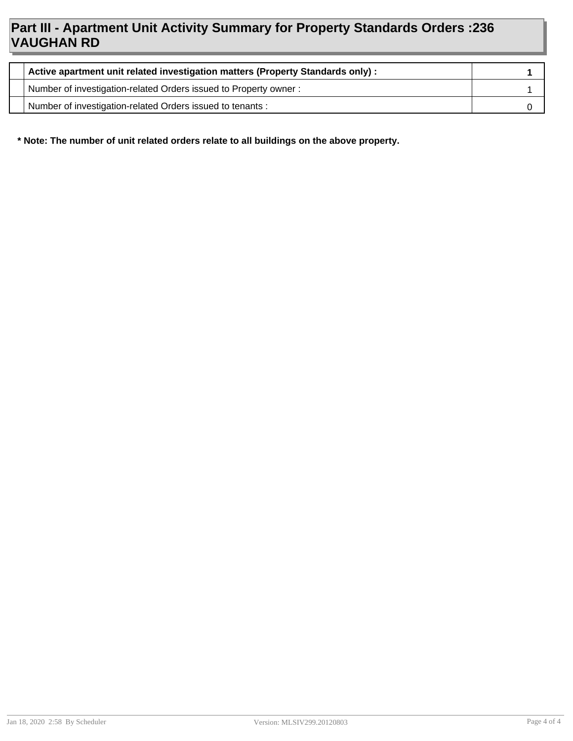## Part III - Apartment Unit Activity Summary for Property Standards Orders :236 VAUGHAN RD

| | | |
|---|---|---|
| | **Active apartment unit related investigation matters (Property Standards only) :** | **1** |
| | Number of investigation-related Orders issued to Property owner : | 1 |
| | Number of investigation-related Orders issued to tenants : | 0 |

**\* Note: The number of unit related orders relate to all buildings on the above property.**